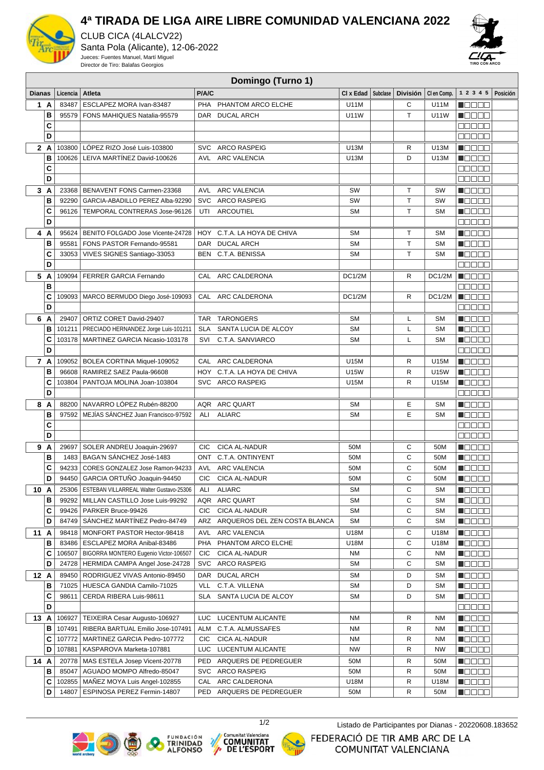# 4ª TIRADA DE LIGA AIRE LIBRE COMUNIDAD VALENCIANA 2022

CLUB CICA (4LALCV22)
Santa Pola (Alicante), 12-06-2022
Jueces: Fuentes Manuel, Martí Miguel
Director de Tiro: Balafas Georgios

## Domingo (Turno 1)

| Dianas | | Licencia | Atleta | P/A/C | | Cl x Edad | Subclase | División | Cl en Comp. | 1 2 3 4 5 | Posición |
|---|---|---|---|---|---|---|---|---|---|---|---|
| 1 | A | 83487 | ESCLAPEZ MORA Ivan-83487 | PHA | PHANTOM ARCO ELCHE | U11M | | C | U11M | ■□□□□ | |
| | B | 95579 | FONS MAHIQUES Natalia-95579 | DAR | DUCAL ARCH | U11W | | T | U11W | ■□□□□ | |
| | C | | | | | | | | | □□□□□ | |
| | D | | | | | | | | | □□□□□ | |
| 2 | A | 103800 | LÓPEZ RIZO José Luis-103800 | SVC | ARCO RASPEIG | U13M | | R | U13M | ■□□□□ | |
| | B | 100626 | LEIVA MARTÍNEZ David-100626 | AVL | ARC VALENCIA | U13M | | D | U13M | ■□□□□ | |
| | C | | | | | | | | | □□□□□ | |
| | D | | | | | | | | | □□□□□ | |
| 3 | A | 23368 | BENAVENT FONS Carmen-23368 | AVL | ARC VALENCIA | SW | | T | SW | ■□□□□ | |
| | B | 92290 | GARCIA-ABADILLO PEREZ Alba-92290 | SVC | ARCO RASPEIG | SW | | T | SW | ■□□□□ | |
| | C | 96126 | TEMPORAL CONTRERAS Jose-96126 | UTI | ARCOUTIEL | SM | | T | SM | ■□□□□ | |
| | D | | | | | | | | | □□□□□ | |
| 4 | A | 95624 | BENITO FOLGADO Jose Vicente-24728 | HOY | C.T.A. LA HOYA DE CHIVA | SM | | T | SM | ■□□□□ | |
| | B | 95581 | FONS PASTOR Fernando-95581 | DAR | DUCAL ARCH | SM | | T | SM | ■□□□□ | |
| | C | 33053 | VIVES SIGNES Santiago-33053 | BEN | C.T.A. BENISSA | SM | | T | SM | ■□□□□ | |
| | D | | | | | | | | | □□□□□ | |
| 5 | A | 109094 | FERRER GARCIA Fernando | CAL | ARC CALDERONA | DC1/2M | | R | DC1/2M | ■□□□□ | |
| | B | | | | | | | | | □□□□□ | |
| | C | 109093 | MARCO BERMUDO Diego José-109093 | CAL | ARC CALDERONA | DC1/2M | | R | DC1/2M | ■□□□□ | |
| | D | | | | | | | | | □□□□□ | |
| 6 | A | 29407 | ORTIZ CORET David-29407 | TAR | TARONGERS | SM | | L | SM | ■□□□□ | |
| | B | 101211 | PRECIADO HERNANDEZ Jorge Luis-101211 | SLA | SANTA LUCIA DE ALCOY | SM | | L | SM | ■□□□□ | |
| | C | 103178 | MARTINEZ GARCIA Nicasio-103178 | SVI | C.T.A. SANVIARCO | SM | | L | SM | ■□□□□ | |
| | D | | | | | | | | | □□□□□ | |
| 7 | A | 109052 | BOLEA CORTINA Miquel-109052 | CAL | ARC CALDERONA | U15M | | R | U15M | ■□□□□ | |
| | B | 96608 | RAMIREZ SAEZ Paula-96608 | HOY | C.T.A. LA HOYA DE CHIVA | U15W | | R | U15W | ■□□□□ | |
| | C | 103804 | PANTOJA MOLINA Joan-103804 | SVC | ARCO RASPEIG | U15M | | R | U15M | ■□□□□ | |
| | D | | | | | | | | | □□□□□ | |
| 8 | A | 88200 | NAVARRO LÓPEZ Rubén-88200 | AQR | ARC QUART | SM | | E | SM | ■□□□□ | |
| | B | 97592 | MEJÍAS SÁNCHEZ Juan Francisco-97592 | ALI | ALIARC | SM | | E | SM | ■□□□□ | |
| | C | | | | | | | | | □□□□□ | |
| | D | | | | | | | | | □□□□□ | |
| 9 | A | 29697 | SOLER ANDREU Joaquin-29697 | CIC | CICA AL-NADUR | 50M | | C | 50M | ■□□□□ | |
| | B | 1483 | BAGA'N SÁNCHEZ José-1483 | ONT | C.T.A. ONTINYENT | 50M | | C | 50M | ■□□□□ | |
| | C | 94233 | CORES GONZALEZ Jose Ramon-94233 | AVL | ARC VALENCIA | 50M | | C | 50M | ■□□□□ | |
| | D | 94450 | GARCIA ORTUÑO Joaquin-94450 | CIC | CICA AL-NADUR | 50M | | C | 50M | ■□□□□ | |
| 10 | A | 25306 | ESTEBAN VILLARREAL Walter Gustavo-25306 | ALI | ALIARC | SM | | C | SM | ■□□□□ | |
| | B | 99292 | MILLAN CASTILLO Jose Luis-99292 | AQR | ARC QUART | SM | | C | SM | ■□□□□ | |
| | C | 99426 | PARKER Bruce-99426 | CIC | CICA AL-NADUR | SM | | C | SM | ■□□□□ | |
| | D | 84749 | SÁNCHEZ MARTÍNEZ Pedro-84749 | ARZ | ARQUEROS DEL ZEN COSTA BLANCA | SM | | C | SM | ■□□□□ | |
| 11 | A | 98418 | MONFORT PASTOR Hector-98418 | AVL | ARC VALENCIA | U18M | | C | U18M | ■□□□□ | |
| | B | 83486 | ESCLAPEZ MORA Anibal-83486 | PHA | PHANTOM ARCO ELCHE | U18M | | C | U18M | ■□□□□ | |
| | C | 106507 | BIGORRA MONTERO Eugenio Victor-106507 | CIC | CICA AL-NADUR | NM | | C | NM | ■□□□□ | |
| | D | 24728 | HERMIDA CAMPA Angel Jose-24728 | SVC | ARCO RASPEIG | SM | | C | SM | ■□□□□ | |
| 12 | A | 89450 | RODRIGUEZ VIVAS Antonio-89450 | DAR | DUCAL ARCH | SM | | D | SM | ■□□□□ | |
| | B | 71025 | HUESCA GANDIA Camilo-71025 | VLL | C.T.A. VILLENA | SM | | D | SM | ■□□□□ | |
| | C | 98611 | CERDA RIBERA Luis-98611 | SLA | SANTA LUCIA DE ALCOY | SM | | D | SM | ■□□□□ | |
| | D | | | | | | | | | □□□□□ | |
| 13 | A | 106927 | TEIXEIRA Cesar Augusto-106927 | LUC | LUCENTUM ALICANTE | NM | | R | NM | ■□□□□ | |
| | B | 107491 | RIBERA BARTUAL Emilio Jose-107491 | ALM | C.T.A. ALMUSSAFES | NM | | R | NM | ■□□□□ | |
| | C | 107772 | MARTINEZ GARCIA Pedro-107772 | CIC | CICA AL-NADUR | NM | | R | NM | ■□□□□ | |
| | D | 107881 | KASPAROVA Marketa-107881 | LUC | LUCENTUM ALICANTE | NW | | R | NW | ■□□□□ | |
| 14 | A | 20778 | MAS ESTELA Josep Vicent-20778 | PED | ARQUERS DE PEDREGUER | 50M | | R | 50M | ■□□□□ | |
| | B | 85047 | AGUADO MOMPO Alfredo-85047 | SVC | ARCO RASPEIG | 50M | | R | 50M | ■□□□□ | |
| | C | 102855 | MAÑEZ MOYA Luis Angel-102855 | CAL | ARC CALDERONA | U18M | | R | U18M | ■□□□□ | |
| | D | 14807 | ESPINOSA PEREZ Fermin-14807 | PED | ARQUERS DE PEDREGUER | 50M | | R | 50M | ■□□□□ | |

Listado de Participantes por Dianas - 20220608.183652

FEDERACIÓ DE TIR AMB ARC DE LA COMUNITAT VALENCIANA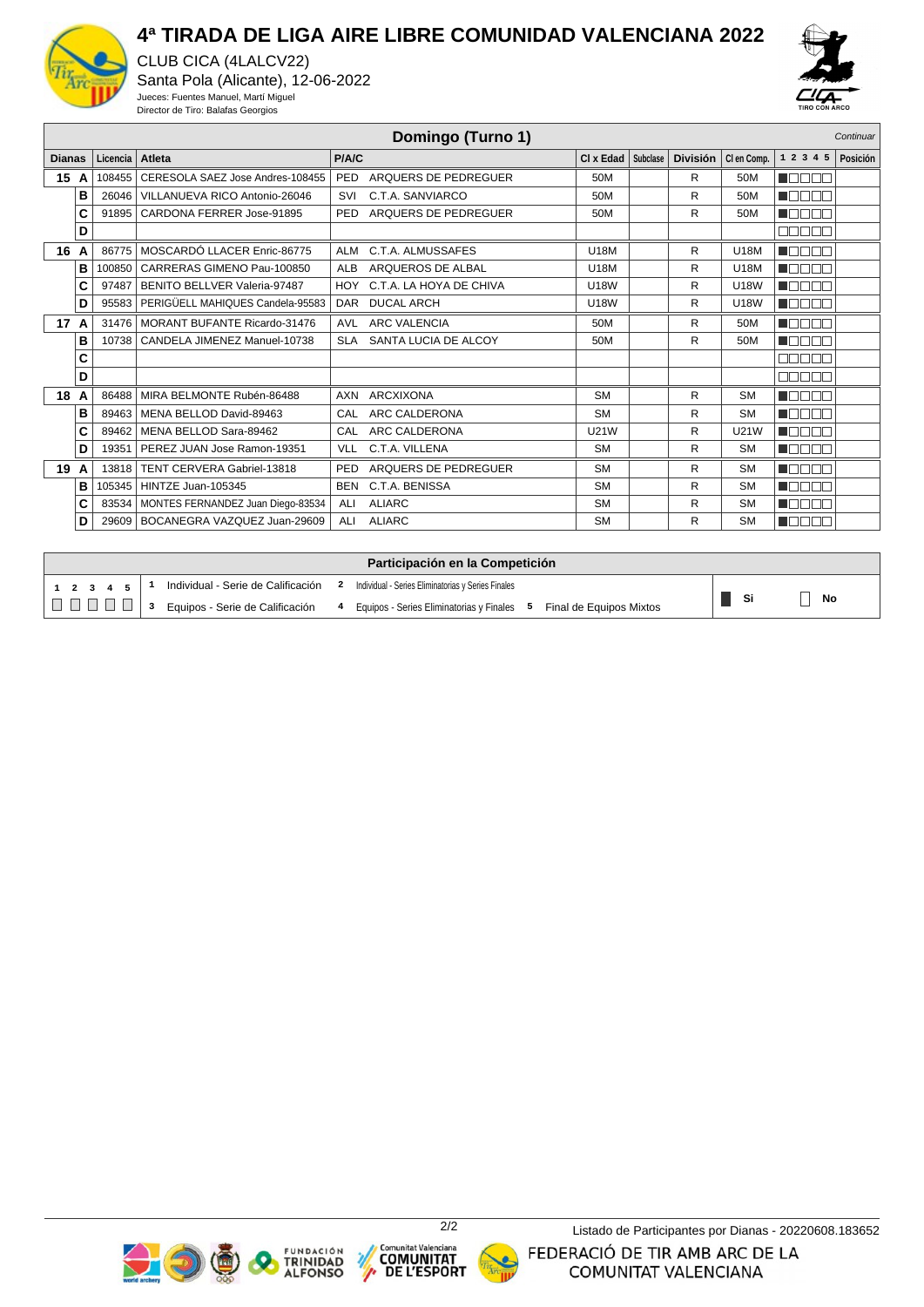# 4ª TIRADA DE LIGA AIRE LIBRE COMUNIDAD VALENCIANA 2022

CLUB CICA (4LALCV22)
Santa Pola (Alicante), 12-06-2022
Jueces: Fuentes Manuel, Martí Miguel
Director de Tiro: Balafas Georgios

## Domingo (Turno 1)

*Continuar*

| Dianas | | Licencia | Atleta | P/A/C | | Cl x Edad | Subclase | División | Cl en Comp. | 1 2 3 4 5 | Posición |
|---|---|---|---|---|---|---|---|---|---|---|---|
| 15 | A | 108455 | CERESOLA SAEZ Jose Andres-108455 | PED | ARQUERS DE PEDREGUER | 50M | | R | 50M | ■□□□□ | |
| | B | 26046 | VILLANUEVA RICO Antonio-26046 | SVI | C.T.A. SANVIARCO | 50M | | R | 50M | ■□□□□ | |
| | C | 91895 | CARDONA FERRER Jose-91895 | PED | ARQUERS DE PEDREGUER | 50M | | R | 50M | ■□□□□ | |
| | D | | | | | | | | | □□□□□ | |
| 16 | A | 86775 | MOSCARDÓ LLACER Enric-86775 | ALM | C.T.A. ALMUSSAFES | U18M | | R | U18M | ■□□□□ | |
| | B | 100850 | CARRERAS GIMENO Pau-100850 | ALB | ARQUEROS DE ALBAL | U18M | | R | U18M | ■□□□□ | |
| | C | 97487 | BENITO BELLVER Valeria-97487 | HOY | C.T.A. LA HOYA DE CHIVA | U18W | | R | U18W | ■□□□□ | |
| | D | 95583 | PERIGÜELL MAHIQUES Candela-95583 | DAR | DUCAL ARCH | U18W | | R | U18W | ■□□□□ | |
| 17 | A | 31476 | MORANT BUFANTE Ricardo-31476 | AVL | ARC VALENCIA | 50M | | R | 50M | ■□□□□ | |
| | B | 10738 | CANDELA JIMENEZ Manuel-10738 | SLA | SANTA LUCIA DE ALCOY | 50M | | R | 50M | ■□□□□ | |
| | C | | | | | | | | | □□□□□ | |
| | D | | | | | | | | | □□□□□ | |
| 18 | A | 86488 | MIRA BELMONTE Rubén-86488 | AXN | ARCXIXONA | SM | | R | SM | ■□□□□ | |
| | B | 89463 | MENA BELLOD David-89463 | CAL | ARC CALDERONA | SM | | R | SM | ■□□□□ | |
| | C | 89462 | MENA BELLOD Sara-89462 | CAL | ARC CALDERONA | U21W | | R | U21W | ■□□□□ | |
| | D | 19351 | PEREZ JUAN Jose Ramon-19351 | VLL | C.T.A. VILLENA | SM | | R | SM | ■□□□□ | |
| 19 | A | 13818 | TENT CERVERA Gabriel-13818 | PED | ARQUERS DE PEDREGUER | SM | | R | SM | ■□□□□ | |
| | B | 105345 | HINTZE Juan-105345 | BEN | C.T.A. BENISSA | SM | | R | SM | ■□□□□ | |
| | C | 83534 | MONTES FERNANDEZ Juan Diego-83534 | ALI | ALIARC | SM | | R | SM | ■□□□□ | |
| | D | 29609 | BOCANEGRA VAZQUEZ Juan-29609 | ALI | ALIARC | SM | | R | SM | ■□□□□ | |

## Participación en la Competición

| 1 2 3 4 5 | | | |
|---|---|---|---|
| □□□□□ | 1 Individual - Serie de Calificación | 2 Individual - Series Eliminatorias y Series Finales | ■ Si □ No |
| | 3 Equipos - Serie de Calificación | 4 Equipos - Series Eliminatorias y Finales 5 Final de Equipos Mixtos | |

Listado de Participantes por Dianas - 20220608.183652

FEDERACIÓ DE TIR AMB ARC DE LA COMUNITAT VALENCIANA